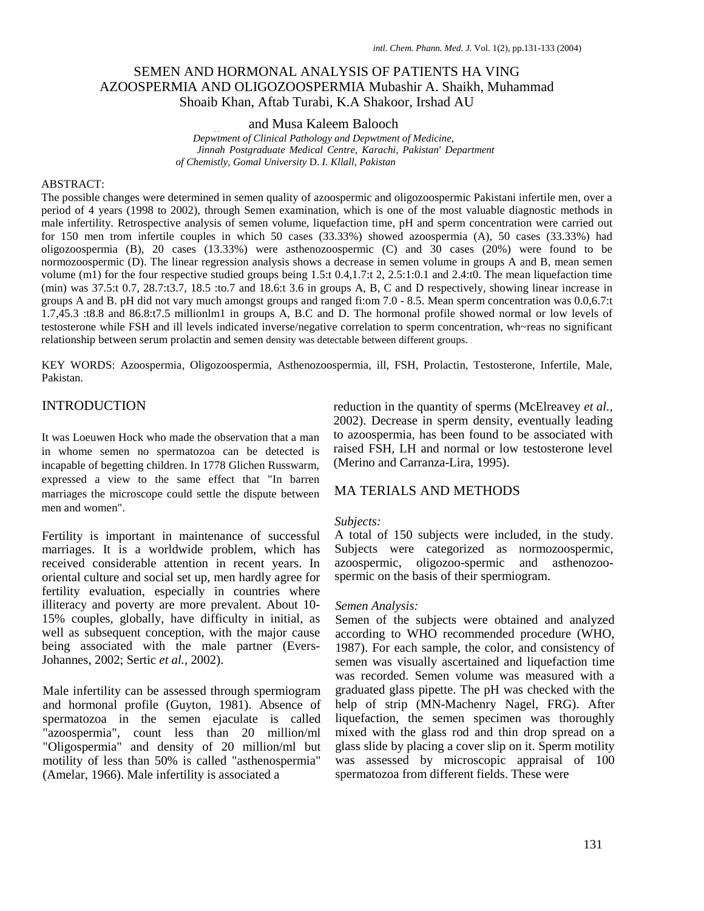# SEMEN AND HORMONAL ANALYSIS OF PATIENTS HA VING AZOOSPERMIA AND OLIGOZOOSPERMIA Mubashir A. Shaikh, Muhammad Shoaib Khan, Aftab Turabi, K.A Shakoor, Irshad AU and Musa Kaleem Balooch

*Depwtment of Clinical Pathology and Depwtment of Medicine, Jinnah Postgraduate Medical Centre, Karachi, Pakistan' Department of Chemistly, Gomal University* D. *I. Kllall, Pakistan*

ABSTRACT:

The possible changes were determined in semen quality of azoospermic and oligozoospermic Pakistani infertile men, over a period of 4 years (1998 to 2002), through Semen examination, which is one of the most valuable diagnostic methods in male infertility. Retrospective analysis of semen volume, liquefaction time, pH and sperm concentration were carried out for 150 men trom infertile couples in which 50 cases (33.33%) showed azoospermia (A), 50 cases (33.33%) had oligozoospermia (B), 20 cases (13.33%) were asthenozoospermic (C) and 30 cases (20%) were found to be normozoospermic (D). The linear regression analysis shows a decrease in semen volume in groups A and B, mean semen volume (m1) for the four respective studied groups being 1.5:t 0.4,1.7:t 2, 2.5:1:0.1 and 2.4:t0. The mean liquefaction time (min) was 37.5:t 0.7, 28.7:t3.7, 18.5 :to.7 and 18.6:t 3.6 in groups A, B, C and D respectively, showing linear increase in groups A and B. pH did not vary much amongst groups and ranged fi:om 7.0 - 8.5. Mean sperm concentration was 0.0,6.7:t 1.7,45.3 :t8.8 and 86.8:t7.5 millionlm1 in groups A, B.C and D. The hormonal profile showed normal or low levels of testosterone while FSH and ill levels indicated inverse/negative correlation to sperm concentration, wh~reas no significant relationship between serum prolactin and semen density was detectable between different groups.

KEY WORDS: Azoospermia, Oligozoospermia, Asthenozoospermia, ill, FSH, Prolactin, Testosterone, Infertile, Male, Pakistan.

## INTRODUCTION

It was Loeuwen Hock who made the observation that a man in whome semen no spermatozoa can be detected is incapable of begetting children. In 1778 Glichen Russwarm, expressed a view to the same effect that "In barren marriages the microscope could settle the dispute between men and women".

Fertility is important in maintenance of successful marriages. It is a worldwide problem, which has received considerable attention in recent years. In oriental culture and social set up, men hardly agree for fertility evaluation, especially in countries where illiteracy and poverty are more prevalent. About 10-15% couples, globally, have difficulty in initial, as well as subsequent conception, with the major cause being associated with the male partner (Evers-Johannes, 2002; Sertic *et al.*, 2002).

Male infertility can be assessed through spermiogram and hormonal profile (Guyton, 1981). Absence of spermatozoa in the semen ejaculate is called "azoospermia", count less than 20 million/ml "Oligospermia" and density of 20 million/ml but motility of less than 50% is called "asthenospermia" (Amelar, 1966). Male infertility is associated a reduction in the quantity of sperms (McElreavey *et al.*, 2002). Decrease in sperm density, eventually leading to azoospermia, has been found to be associated with raised FSH, LH and normal or low testosterone level (Merino and Carranza-Lira, 1995).

## MA TERIALS AND METHODS

*Subjects:*

A total of 150 subjects were included, in the study. Subjects were categorized as normozoospermic, azoospermic, oligozoo-spermic and asthenozoo-spermic on the basis of their spermiogram.

*Semen Analysis:*

Semen of the subjects were obtained and analyzed according to WHO recommended procedure (WHO, 1987). For each sample, the color, and consistency of semen was visually ascertained and liquefaction time was recorded. Semen volume was measured with a graduated glass pipette. The pH was checked with the help of strip (MN-Machenry Nagel, FRG). After liquefaction, the semen specimen was thoroughly mixed with the glass rod and thin drop spread on a glass slide by placing a cover slip on it. Sperm motility was assessed by microscopic appraisal of 100 spermatozoa from different fields. These were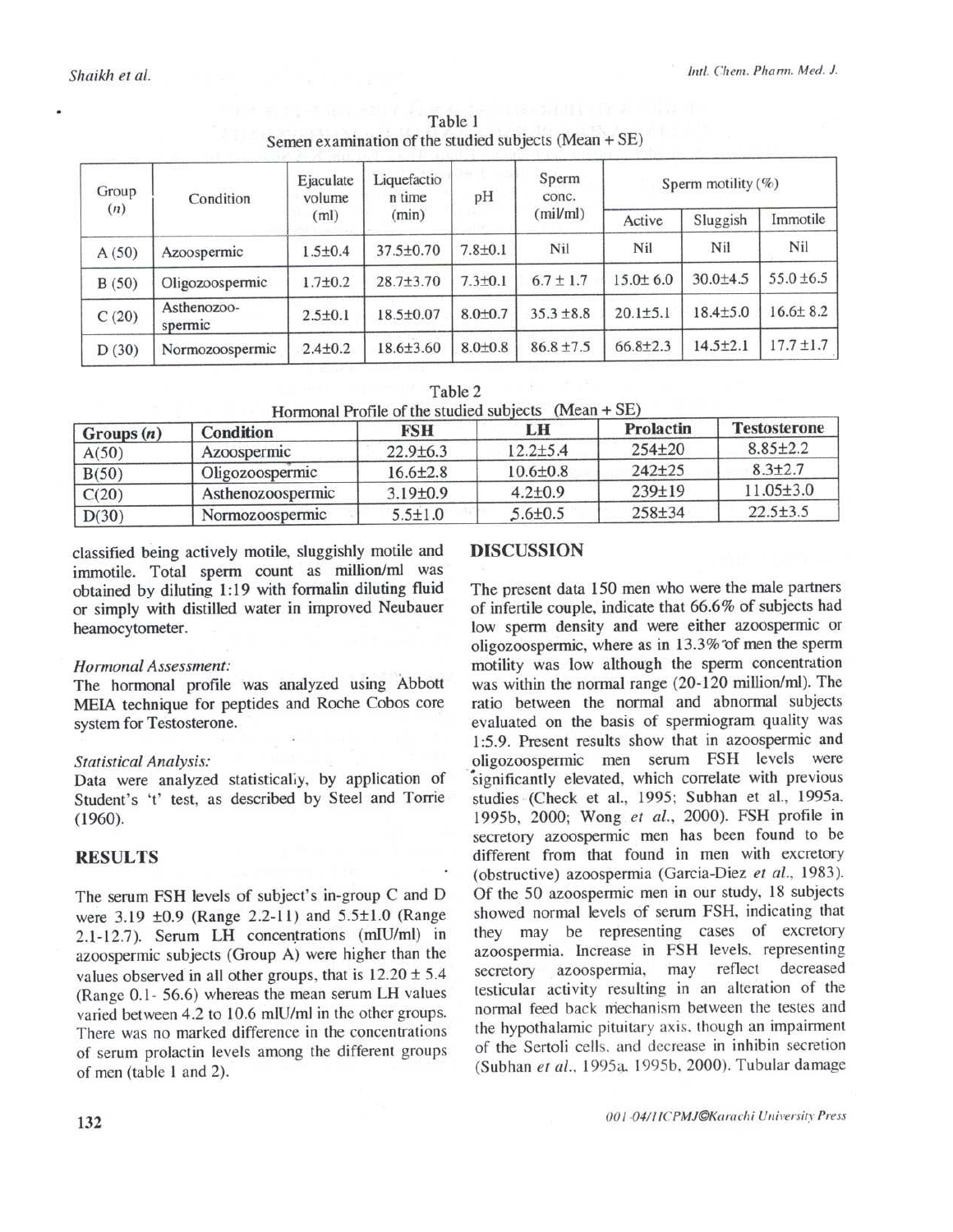Table 1
Semen examination of the studied subjects (Mean + SE)

| Group (n) | Condition | Ejaculate volume (ml) | Liquefaction time (min) | pH | Sperm conc. (mil/ml) | Sperm motility (%) | | |
|---|---|---|---|---|---|---|---|---|
| | | | | | | Active | Sluggish | Immotile |
| A (50) | Azoospermic | 1.5±0.4 | 37.5±0.70 | 7.8±0.1 | Nil | Nil | Nil | Nil |
| B (50) | Oligozoospermic | 1.7±0.2 | 28.7±3.70 | 7.3±0.1 | 6.7 ± 1.7 | 15.0± 6.0 | 30.0±4.5 | 55.0 ±6.5 |
| C (20) | Asthenozoo-spermic | 2.5±0.1 | 18.5±0.07 | 8.0±0.7 | 35.3 ±8.8 | 20.1±5.1 | 18.4±5.0 | 16.6± 8.2 |
| D (30) | Normozoospermic | 2.4±0.2 | 18.6±3.60 | 8.0±0.8 | 86.8 ±7.5 | 66.8±2.3 | 14.5±2.1 | 17.7 ±1.7 |

Table 2
Hormonal Profile of the studied subjects (Mean + SE)

| **Groups (n)** | **Condition** | **FSH** | **LH** | **Prolactin** | **Testosterone** |
|---|---|---|---|---|---|
| A(50) | Azoospermic | 22.9±6.3 | 12.2±5.4 | 254±20 | 8.85±2.2 |
| B(50) | Oligozoospermic | 16.6±2.8 | 10.6±0.8 | 242±25 | 8.3±2.7 |
| C(20) | Asthenozoospermic | 3.19±0.9 | 4.2±0.9 | 239±19 | 11.05±3.0 |
| D(30) | Normozoospermic | 5.5±1.0 | 5.6±0.5 | 258±34 | 22.5±3.5 |

classified being actively motile, sluggishly motile and immotile. Total sperm count as million/ml was obtained by diluting 1:19 with formalin diluting fluid or simply with distilled water in improved Neubauer heamocytometer.

*Hormonal Assessment:*

The hormonal profile was analyzed using Abbott MEIA technique for peptides and Roche Cobos core system for Testosterone.

*Statistical Analysis:*

Data were analyzed statistically, by application of Student's 't' test, as described by Steel and Torrie (1960).

## RESULTS

The serum FSH levels of subject's in-group C and D were 3.19 ±0.9 (Range 2.2-11) and 5.5±1.0 (Range 2.1-12.7). Serum LH concentrations (mIU/ml) in azoospermic subjects (Group A) were higher than the values observed in all other groups, that is 12.20 ± 5.4 (Range 0.1- 56.6) whereas the mean serum LH values varied between 4.2 to 10.6 mIU/ml in the other groups. There was no marked difference in the concentrations of serum prolactin levels among the different groups of men (table 1 and 2).

## DISCUSSION

The present data 150 men who were the male partners of infertile couple, indicate that 66.6% of subjects had low sperm density and were either azoospermic or oligozoospermic, where as in 13.3% of men the sperm motility was low although the sperm concentration was within the normal range (20-120 million/ml). The ratio between the normal and abnormal subjects evaluated on the basis of spermiogram quality was 1:5.9. Present results show that in azoospermic and oligozoospermic men serum FSH levels were significantly elevated, which correlate with previous studies (Check et al., 1995; Subhan et al., 1995a, 1995b, 2000; Wong *et al.*, 2000). FSH profile in secretory azoospermic men has been found to be different from that found in men with excretory (obstructive) azoospermia (Garcia-Diez *et al.*, 1983). Of the 50 azoospermic men in our study, 18 subjects showed normal levels of serum FSH, indicating that they may be representing cases of excretory azoospermia. Increase in FSH levels, representing secretory azoospermia, may reflect decreased testicular activity resulting in an alteration of the normal feed back mechanism between the testes and the hypothalamic pituitary axis, though an impairment of the Sertoli cells, and decrease in inhibin secretion (Subhan *et al.*, 1995a, 1995b, 2000). Tubular damage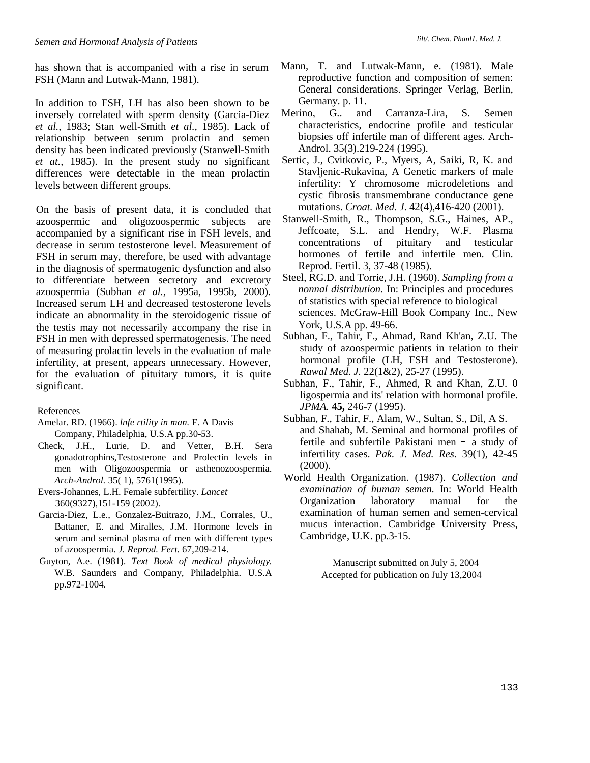has shown that is accompanied with a rise in serum FSH (Mann and Lutwak-Mann, 1981).

In addition to FSH, LH has also been shown to be inversely correlated with sperm density (Garcia-Diez *et al.,* 1983; Stan well-Smith *et al.,* 1985). Lack of relationship between serum prolactin and semen density has been indicated previously (Stanwell-Smith *et at.,* 1985). In the present study no significant differences were detectable in the mean prolactin levels between different groups.

On the basis of present data, it is concluded that azoospermic and oligozoospermic subjects are accompanied by a significant rise in FSH levels, and decrease in serum testosterone level. Measurement of FSH in serum may, therefore, be used with advantage in the diagnosis of spermatogenic dysfunction and also to differentiate between secretory and excretory azoospermia (Subhan *et al.,* 1995a, 1995b, 2000). Increased serum LH and decreased testosterone levels indicate an abnormality in the steroidogenic tissue of the testis may not necessarily accompany the rise in FSH in men with depressed spermatogenesis. The need of measuring prolactin levels in the evaluation of male infertility, at present, appears unnecessary. However, for the evaluation of pituitary tumors, it is quite significant.

References

Amelar. RD. (1966). *lnfe rtility in man.* F. A Davis Company, Philadelphia, U.S.A pp.30-53.

Check, J.H., Lurie, D. and Vetter, B.H. Sera gonadotrophins,Testosterone and Prolectin levels in men with Oligozoospermia or asthenozoospermia. *Arch-Androl.* 35( 1), 5761(1995).

Evers-Johannes, L.H. Female subfertility. *Lancet* 360(9327),151-159 (2002).

Garcia-Diez, L.e., Gonzalez-Buitrazo, J.M., Corrales, U., Battaner, E. and Miralles, J.M. Hormone levels in serum and seminal plasma of men with different types of azoospermia. *J. Reprod. Fert.* 67,209-214.

Guyton, A.e. (1981). *Text Book of medical physiology.* W.B. Saunders and Company, Philadelphia. U.S.A pp.972-1004.

Mann, T. and Lutwak-Mann, e. (1981). Male reproductive function and composition of semen: General considerations. Springer Verlag, Berlin, Germany. p. 11.

Merino, G.. and Carranza-Lira, S. Semen characteristics, endocrine profile and testicular biopsies off infertile man of different ages. Arch-Androl. 35(3).219-224 (1995).

Sertic, J., Cvitkovic, P., Myers, A, Saiki, R, K. and Stavljenic-Rukavina, A Genetic markers of male infertility: Y chromosome microdeletions and cystic fibrosis transmembrane conductance gene mutations. *Croat. Med. J.* 42(4),416-420 (2001).

Stanwell-Smith, R., Thompson, S.G., Haines, AP., Jeffcoate, S.L. and Hendry, W.F. Plasma concentrations of pituitary and testicular hormones of fertile and infertile men. Clin. Reprod. Fertil. 3, 37-48 (1985).

Steel, RG.D. and Torrie, J.H. (1960). *Sampling from a nonnal distribution.* In: Principles and procedures of statistics with special reference to biological sciences. McGraw-Hill Book Company Inc., New York, U.S.A pp. 49-66.

Subhan, F., Tahir, F., Ahmad, Rand Kh'an, Z.U. The study of azoospermic patients in relation to their hormonal profile (LH, FSH and Testosterone). *Rawal Med. J.* 22(1&2), 25-27 (1995).

Subhan, F., Tahir, F., Ahmed, R and Khan, Z.U. 0 ligospermia and its' relation with hormonal profile. *JPMA.* **45,** 246-7 (1995).

Subhan, F., Tahir, F., Alam, W., Sultan, S., Dil, A S. and Shahab, M. Seminal and hormonal profiles of fertile and subfertile Pakistani men - a study of infertility cases. *Pak. J. Med. Res.* 39(1), 42-45 (2000).

World Health Organization. (1987). *Collection and examination of human semen.* In: World Health Organization laboratory manual for the examination of human semen and semen-cervical mucus interaction. Cambridge University Press, Cambridge, U.K. pp.3-15.

Manuscript submitted on July 5, 2004
Accepted for publication on July 13,2004